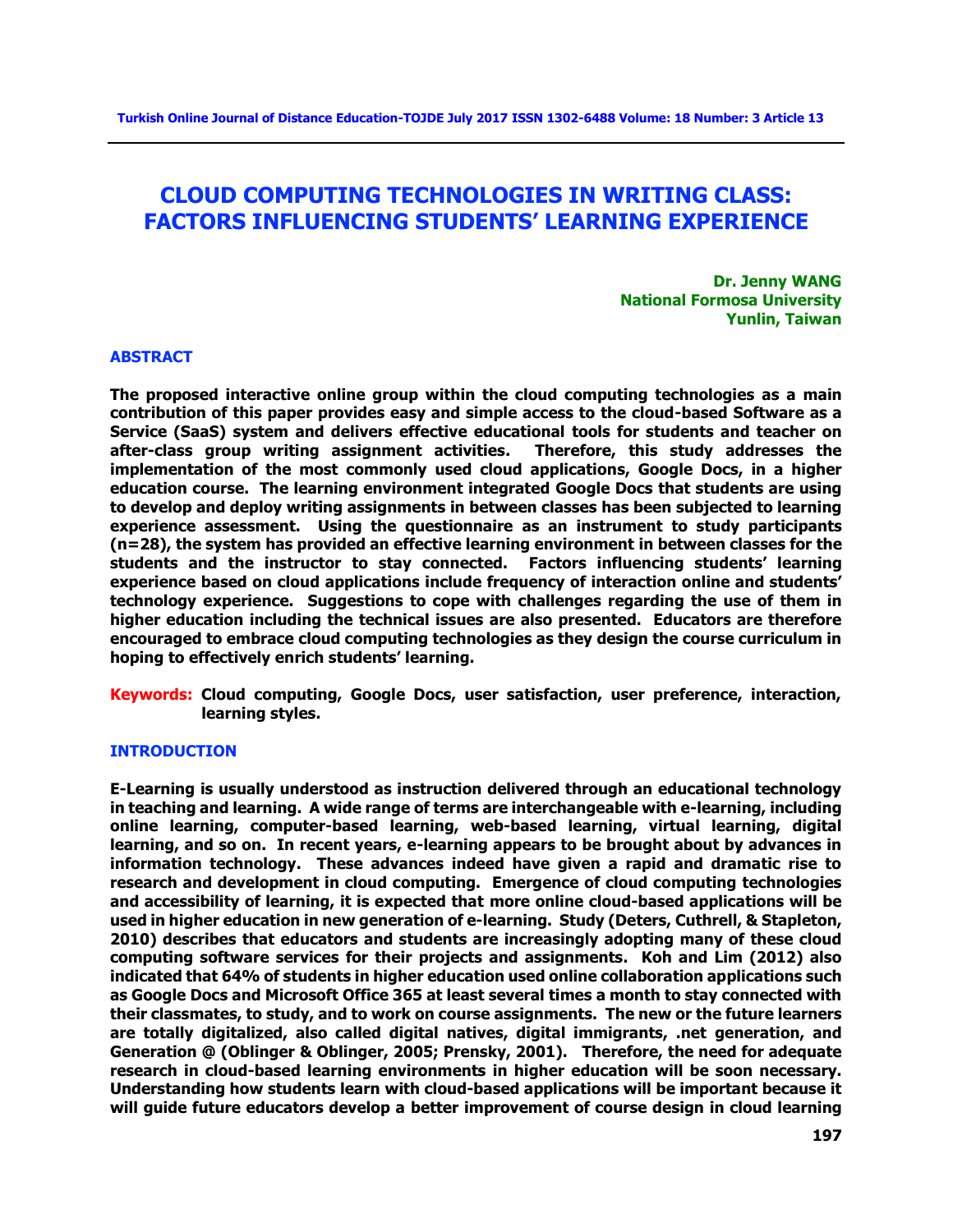# CLOUD COMPUTING TECHNOLOGIES IN WRITING CLASS: FACTORS INFLUENCING STUDENTS' LEARNING EXPERIENCE

**Dr. Jenny WANG**
**National Formosa University**
**Yunlin, Taiwan**

## ABSTRACT

**The proposed interactive online group within the cloud computing technologies as a main contribution of this paper provides easy and simple access to the cloud-based Software as a Service (SaaS) system and delivers effective educational tools for students and teacher on after-class group writing assignment activities. Therefore, this study addresses the implementation of the most commonly used cloud applications, Google Docs, in a higher education course. The learning environment integrated Google Docs that students are using to develop and deploy writing assignments in between classes has been subjected to learning experience assessment. Using the questionnaire as an instrument to study participants (n=28), the system has provided an effective learning environment in between classes for the students and the instructor to stay connected. Factors influencing students' learning experience based on cloud applications include frequency of interaction online and students' technology experience. Suggestions to cope with challenges regarding the use of them in higher education including the technical issues are also presented. Educators are therefore encouraged to embrace cloud computing technologies as they design the course curriculum in hoping to effectively enrich students' learning.**

**Keywords:** **Cloud computing, Google Docs, user satisfaction, user preference, interaction, learning styles.**

## INTRODUCTION

**E-Learning is usually understood as instruction delivered through an educational technology in teaching and learning. A wide range of terms are interchangeable with e-learning, including online learning, computer-based learning, web-based learning, virtual learning, digital learning, and so on. In recent years, e-learning appears to be brought about by advances in information technology. These advances indeed have given a rapid and dramatic rise to research and development in cloud computing. Emergence of cloud computing technologies and accessibility of learning, it is expected that more online cloud-based applications will be used in higher education in new generation of e-learning. Study (Deters, Cuthrell, & Stapleton, 2010) describes that educators and students are increasingly adopting many of these cloud computing software services for their projects and assignments. Koh and Lim (2012) also indicated that 64% of students in higher education used online collaboration applications such as Google Docs and Microsoft Office 365 at least several times a month to stay connected with their classmates, to study, and to work on course assignments. The new or the future learners are totally digitalized, also called digital natives, digital immigrants, .net generation, and Generation @ (Oblinger & Oblinger, 2005; Prensky, 2001). Therefore, the need for adequate research in cloud-based learning environments in higher education will be soon necessary. Understanding how students learn with cloud-based applications will be important because it will guide future educators develop a better improvement of course design in cloud learning**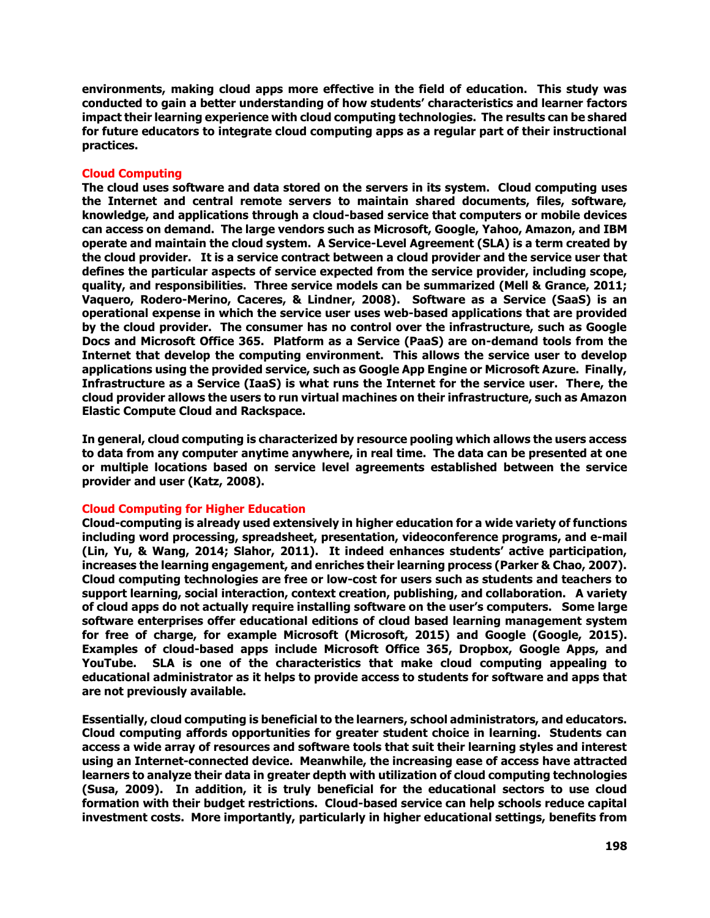environments, making cloud apps more effective in the field of education. This study was conducted to gain a better understanding of how students' characteristics and learner factors impact their learning experience with cloud computing technologies. The results can be shared for future educators to integrate cloud computing apps as a regular part of their instructional practices.

## Cloud Computing

The cloud uses software and data stored on the servers in its system. Cloud computing uses the Internet and central remote servers to maintain shared documents, files, software, knowledge, and applications through a cloud-based service that computers or mobile devices can access on demand. The large vendors such as Microsoft, Google, Yahoo, Amazon, and IBM operate and maintain the cloud system. A Service-Level Agreement (SLA) is a term created by the cloud provider. It is a service contract between a cloud provider and the service user that defines the particular aspects of service expected from the service provider, including scope, quality, and responsibilities. Three service models can be summarized (Mell & Grance, 2011; Vaquero, Rodero-Merino, Caceres, & Lindner, 2008). Software as a Service (SaaS) is an operational expense in which the service user uses web-based applications that are provided by the cloud provider. The consumer has no control over the infrastructure, such as Google Docs and Microsoft Office 365. Platform as a Service (PaaS) are on-demand tools from the Internet that develop the computing environment. This allows the service user to develop applications using the provided service, such as Google App Engine or Microsoft Azure. Finally, Infrastructure as a Service (IaaS) is what runs the Internet for the service user. There, the cloud provider allows the users to run virtual machines on their infrastructure, such as Amazon Elastic Compute Cloud and Rackspace.

In general, cloud computing is characterized by resource pooling which allows the users access to data from any computer anytime anywhere, in real time. The data can be presented at one or multiple locations based on service level agreements established between the service provider and user (Katz, 2008).

## Cloud Computing for Higher Education

Cloud-computing is already used extensively in higher education for a wide variety of functions including word processing, spreadsheet, presentation, videoconference programs, and e-mail (Lin, Yu, & Wang, 2014; Slahor, 2011). It indeed enhances students' active participation, increases the learning engagement, and enriches their learning process (Parker & Chao, 2007). Cloud computing technologies are free or low-cost for users such as students and teachers to support learning, social interaction, context creation, publishing, and collaboration. A variety of cloud apps do not actually require installing software on the user's computers. Some large software enterprises offer educational editions of cloud based learning management system for free of charge, for example Microsoft (Microsoft, 2015) and Google (Google, 2015). Examples of cloud-based apps include Microsoft Office 365, Dropbox, Google Apps, and YouTube. SLA is one of the characteristics that make cloud computing appealing to educational administrator as it helps to provide access to students for software and apps that are not previously available.

Essentially, cloud computing is beneficial to the learners, school administrators, and educators. Cloud computing affords opportunities for greater student choice in learning. Students can access a wide array of resources and software tools that suit their learning styles and interest using an Internet-connected device. Meanwhile, the increasing ease of access have attracted learners to analyze their data in greater depth with utilization of cloud computing technologies (Susa, 2009). In addition, it is truly beneficial for the educational sectors to use cloud formation with their budget restrictions. Cloud-based service can help schools reduce capital investment costs. More importantly, particularly in higher educational settings, benefits from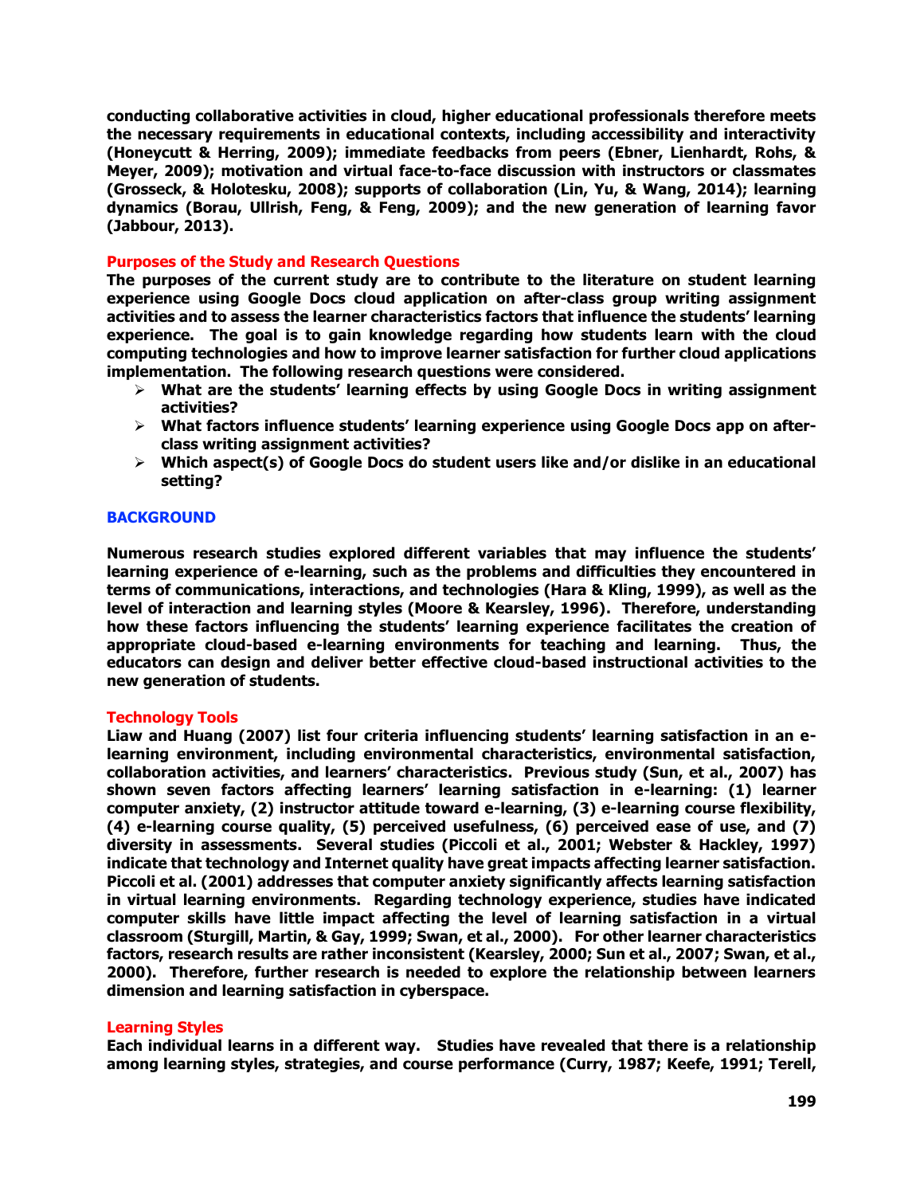**conducting collaborative activities in cloud, higher educational professionals therefore meets the necessary requirements in educational contexts, including accessibility and interactivity (Honeycutt & Herring, 2009); immediate feedbacks from peers (Ebner, Lienhardt, Rohs, & Meyer, 2009); motivation and virtual face-to-face discussion with instructors or classmates (Grosseck, & Holotesku, 2008); supports of collaboration (Lin, Yu, & Wang, 2014); learning dynamics (Borau, Ullrish, Feng, & Feng, 2009); and the new generation of learning favor (Jabbour, 2013).**

### Purposes of the Study and Research Questions

**The purposes of the current study are to contribute to the literature on student learning experience using Google Docs cloud application on after-class group writing assignment activities and to assess the learner characteristics factors that influence the students' learning experience. The goal is to gain knowledge regarding how students learn with the cloud computing technologies and how to improve learner satisfaction for further cloud applications implementation. The following research questions were considered.**

- **What are the students' learning effects by using Google Docs in writing assignment activities?**
- **What factors influence students' learning experience using Google Docs app on after-class writing assignment activities?**
- **Which aspect(s) of Google Docs do student users like and/or dislike in an educational setting?**

## BACKGROUND

**Numerous research studies explored different variables that may influence the students' learning experience of e-learning, such as the problems and difficulties they encountered in terms of communications, interactions, and technologies (Hara & Kling, 1999), as well as the level of interaction and learning styles (Moore & Kearsley, 1996). Therefore, understanding how these factors influencing the students' learning experience facilitates the creation of appropriate cloud-based e-learning environments for teaching and learning. Thus, the educators can design and deliver better effective cloud-based instructional activities to the new generation of students.**

### Technology Tools

**Liaw and Huang (2007) list four criteria influencing students' learning satisfaction in an e-learning environment, including environmental characteristics, environmental satisfaction, collaboration activities, and learners' characteristics. Previous study (Sun, et al., 2007) has shown seven factors affecting learners' learning satisfaction in e-learning: (1) learner computer anxiety, (2) instructor attitude toward e-learning, (3) e-learning course flexibility, (4) e-learning course quality, (5) perceived usefulness, (6) perceived ease of use, and (7) diversity in assessments. Several studies (Piccoli et al., 2001; Webster & Hackley, 1997) indicate that technology and Internet quality have great impacts affecting learner satisfaction. Piccoli et al. (2001) addresses that computer anxiety significantly affects learning satisfaction in virtual learning environments. Regarding technology experience, studies have indicated computer skills have little impact affecting the level of learning satisfaction in a virtual classroom (Sturgill, Martin, & Gay, 1999; Swan, et al., 2000). For other learner characteristics factors, research results are rather inconsistent (Kearsley, 2000; Sun et al., 2007; Swan, et al., 2000). Therefore, further research is needed to explore the relationship between learners dimension and learning satisfaction in cyberspace.**

### Learning Styles

**Each individual learns in a different way. Studies have revealed that there is a relationship among learning styles, strategies, and course performance (Curry, 1987; Keefe, 1991; Terell,**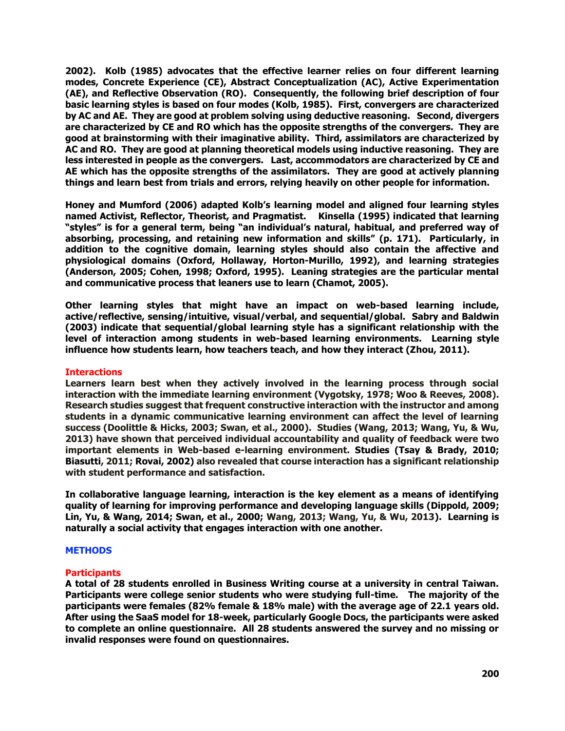2002). Kolb (1985) advocates that the effective learner relies on four different learning modes, Concrete Experience (CE), Abstract Conceptualization (AC), Active Experimentation (AE), and Reflective Observation (RO). Consequently, the following brief description of four basic learning styles is based on four modes (Kolb, 1985). First, convergers are characterized by AC and AE. They are good at problem solving using deductive reasoning. Second, divergers are characterized by CE and RO which has the opposite strengths of the convergers. They are good at brainstorming with their imaginative ability. Third, assimilators are characterized by AC and RO. They are good at planning theoretical models using inductive reasoning. They are less interested in people as the convergers. Last, accommodators are characterized by CE and AE which has the opposite strengths of the assimilators. They are good at actively planning things and learn best from trials and errors, relying heavily on other people for information.

Honey and Mumford (2006) adapted Kolb's learning model and aligned four learning styles named Activist, Reflector, Theorist, and Pragmatist. Kinsella (1995) indicated that learning "styles" is for a general term, being "an individual's natural, habitual, and preferred way of absorbing, processing, and retaining new information and skills" (p. 171). Particularly, in addition to the cognitive domain, learning styles should also contain the affective and physiological domains (Oxford, Hollaway, Horton-Murillo, 1992), and learning strategies (Anderson, 2005; Cohen, 1998; Oxford, 1995). Leaning strategies are the particular mental and communicative process that leaners use to learn (Chamot, 2005).

Other learning styles that might have an impact on web-based learning include, active/reflective, sensing/intuitive, visual/verbal, and sequential/global. Sabry and Baldwin (2003) indicate that sequential/global learning style has a significant relationship with the level of interaction among students in web-based learning environments. Learning style influence how students learn, how teachers teach, and how they interact (Zhou, 2011).

### Interactions

Learners learn best when they actively involved in the learning process through social interaction with the immediate learning environment (Vygotsky, 1978; Woo & Reeves, 2008). Research studies suggest that frequent constructive interaction with the instructor and among students in a dynamic communicative learning environment can affect the level of learning success (Doolittle & Hicks, 2003; Swan, et al., 2000). Studies (Wang, 2013; Wang, Yu, & Wu, 2013) have shown that perceived individual accountability and quality of feedback were two important elements in Web-based e-learning environment. Studies (Tsay & Brady, 2010; Biasutti, 2011; Rovai, 2002) also revealed that course interaction has a significant relationship with student performance and satisfaction.

In collaborative language learning, interaction is the key element as a means of identifying quality of learning for improving performance and developing language skills (Dippold, 2009; Lin, Yu, & Wang, 2014; Swan, et al., 2000; Wang, 2013; Wang, Yu, & Wu, 2013). Learning is naturally a social activity that engages interaction with one another.

## METHODS

### Participants

A total of 28 students enrolled in Business Writing course at a university in central Taiwan. Participants were college senior students who were studying full-time. The majority of the participants were females (82% female & 18% male) with the average age of 22.1 years old. After using the SaaS model for 18-week, particularly Google Docs, the participants were asked to complete an online questionnaire. All 28 students answered the survey and no missing or invalid responses were found on questionnaires.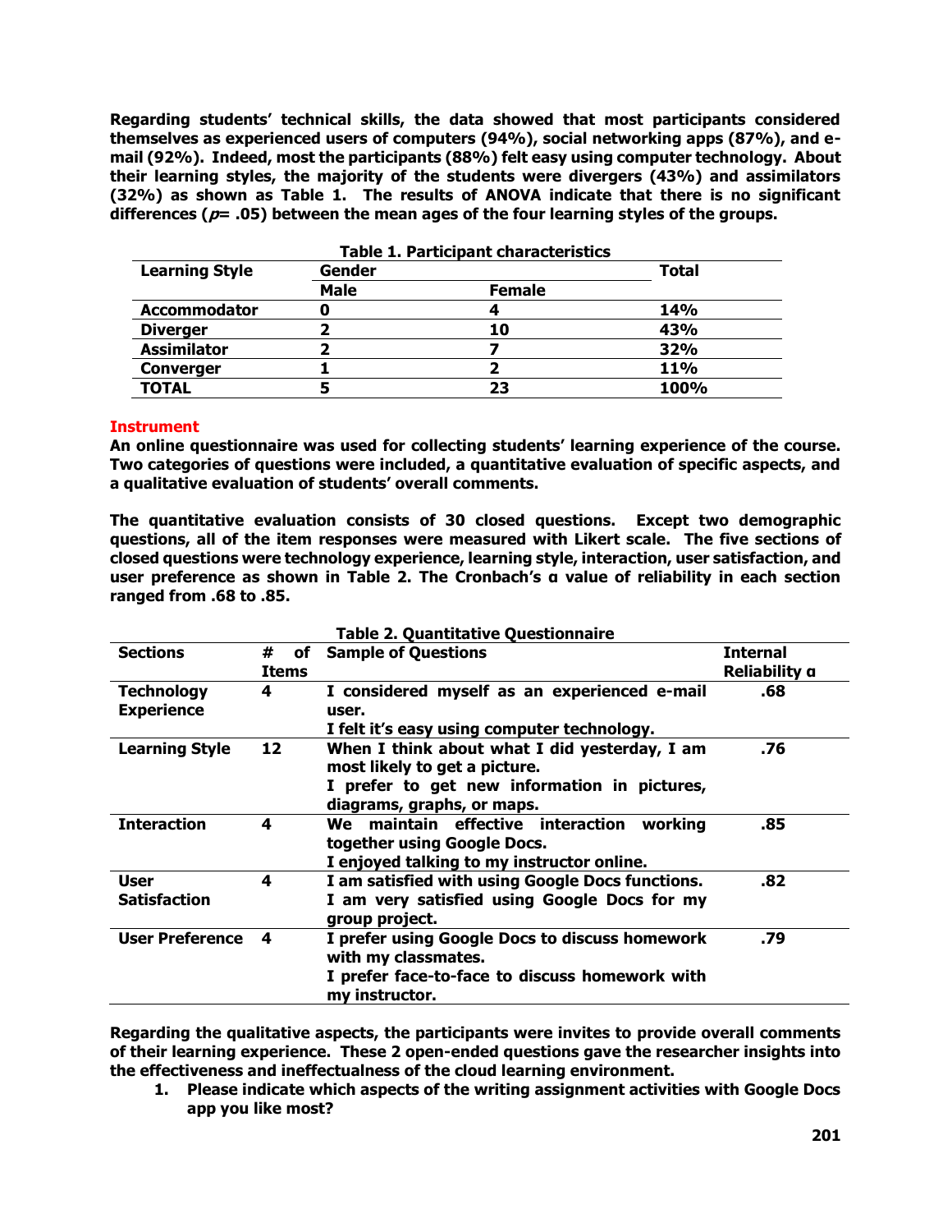**Regarding students' technical skills, the data showed that most participants considered themselves as experienced users of computers (94%), social networking apps (87%), and e-mail (92%). Indeed, most the participants (88%) felt easy using computer technology. About their learning styles, the majority of the students were divergers (43%) and assimilators (32%) as shown as Table 1. The results of ANOVA indicate that there is no significant differences (*p*= .05) between the mean ages of the four learning styles of the groups.**

**Table 1. Participant characteristics**

| Learning Style | Gender | | Total |
|---|---|---|---|
| | Male | Female | |
| Accommodator | 0 | 4 | 14% |
| Diverger | 2 | 10 | 43% |
| Assimilator | 2 | 7 | 32% |
| Converger | 1 | 2 | 11% |
| TOTAL | 5 | 23 | 100% |

## Instrument

**An online questionnaire was used for collecting students' learning experience of the course. Two categories of questions were included, a quantitative evaluation of specific aspects, and a qualitative evaluation of students' overall comments.**

**The quantitative evaluation consists of 30 closed questions. Except two demographic questions, all of the item responses were measured with Likert scale. The five sections of closed questions were technology experience, learning style, interaction, user satisfaction, and user preference as shown in Table 2. The Cronbach's α value of reliability in each section ranged from .68 to .85.**

**Table 2. Quantitative Questionnaire**

| Sections | # of Items | Sample of Questions | Internal Reliability α |
|---|---|---|---|
| Technology Experience | 4 | I considered myself as an experienced e-mail user.<br>I felt it's easy using computer technology. | .68 |
| Learning Style | 12 | When I think about what I did yesterday, I am most likely to get a picture.<br>I prefer to get new information in pictures, diagrams, graphs, or maps. | .76 |
| Interaction | 4 | We maintain effective interaction working together using Google Docs.<br>I enjoyed talking to my instructor online. | .85 |
| User Satisfaction | 4 | I am satisfied with using Google Docs functions.<br>I am very satisfied using Google Docs for my group project. | .82 |
| User Preference | 4 | I prefer using Google Docs to discuss homework with my classmates.<br>I prefer face-to-face to discuss homework with my instructor. | .79 |

**Regarding the qualitative aspects, the participants were invites to provide overall comments of their learning experience. These 2 open-ended questions gave the researcher insights into the effectiveness and ineffectualness of the cloud learning environment.**

1. **Please indicate which aspects of the writing assignment activities with Google Docs app you like most?**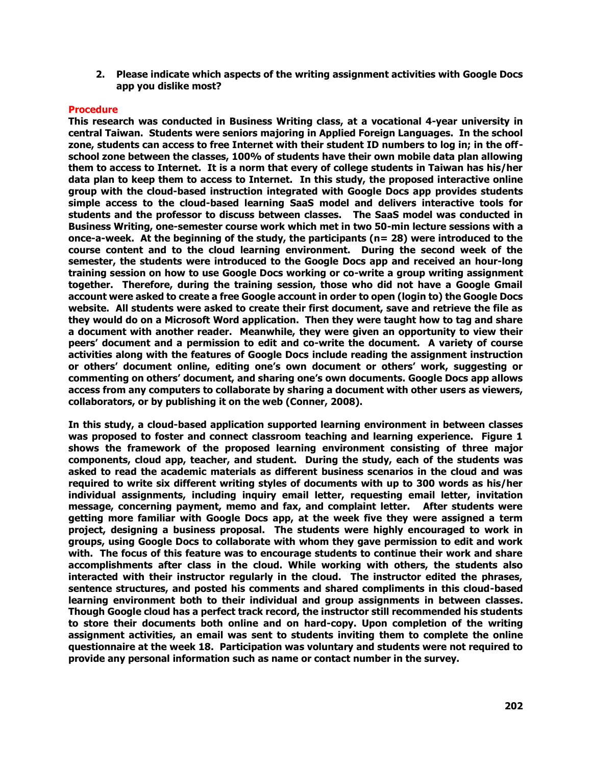2. **Please indicate which aspects of the writing assignment activities with Google Docs app you dislike most?**

## Procedure

**This research was conducted in Business Writing class, at a vocational 4-year university in central Taiwan. Students were seniors majoring in Applied Foreign Languages. In the school zone, students can access to free Internet with their student ID numbers to log in; in the off-school zone between the classes, 100% of students have their own mobile data plan allowing them to access to Internet. It is a norm that every of college students in Taiwan has his/her data plan to keep them to access to Internet. In this study, the proposed interactive online group with the cloud-based instruction integrated with Google Docs app provides students simple access to the cloud-based learning SaaS model and delivers interactive tools for students and the professor to discuss between classes. The SaaS model was conducted in Business Writing, one-semester course work which met in two 50-min lecture sessions with a once-a-week. At the beginning of the study, the participants (n= 28) were introduced to the course content and to the cloud learning environment. During the second week of the semester, the students were introduced to the Google Docs app and received an hour-long training session on how to use Google Docs working or co-write a group writing assignment together. Therefore, during the training session, those who did not have a Google Gmail account were asked to create a free Google account in order to open (login to) the Google Docs website. All students were asked to create their first document, save and retrieve the file as they would do on a Microsoft Word application. Then they were taught how to tag and share a document with another reader. Meanwhile, they were given an opportunity to view their peers' document and a permission to edit and co-write the document. A variety of course activities along with the features of Google Docs include reading the assignment instruction or others' document online, editing one's own document or others' work, suggesting or commenting on others' document, and sharing one's own documents. Google Docs app allows access from any computers to collaborate by sharing a document with other users as viewers, collaborators, or by publishing it on the web (Conner, 2008).**

**In this study, a cloud-based application supported learning environment in between classes was proposed to foster and connect classroom teaching and learning experience. Figure 1 shows the framework of the proposed learning environment consisting of three major components, cloud app, teacher, and student. During the study, each of the students was asked to read the academic materials as different business scenarios in the cloud and was required to write six different writing styles of documents with up to 300 words as his/her individual assignments, including inquiry email letter, requesting email letter, invitation message, concerning payment, memo and fax, and complaint letter. After students were getting more familiar with Google Docs app, at the week five they were assigned a term project, designing a business proposal. The students were highly encouraged to work in groups, using Google Docs to collaborate with whom they gave permission to edit and work with. The focus of this feature was to encourage students to continue their work and share accomplishments after class in the cloud. While working with others, the students also interacted with their instructor regularly in the cloud. The instructor edited the phrases, sentence structures, and posted his comments and shared compliments in this cloud-based learning environment both to their individual and group assignments in between classes. Though Google cloud has a perfect track record, the instructor still recommended his students to store their documents both online and on hard-copy. Upon completion of the writing assignment activities, an email was sent to students inviting them to complete the online questionnaire at the week 18. Participation was voluntary and students were not required to provide any personal information such as name or contact number in the survey.**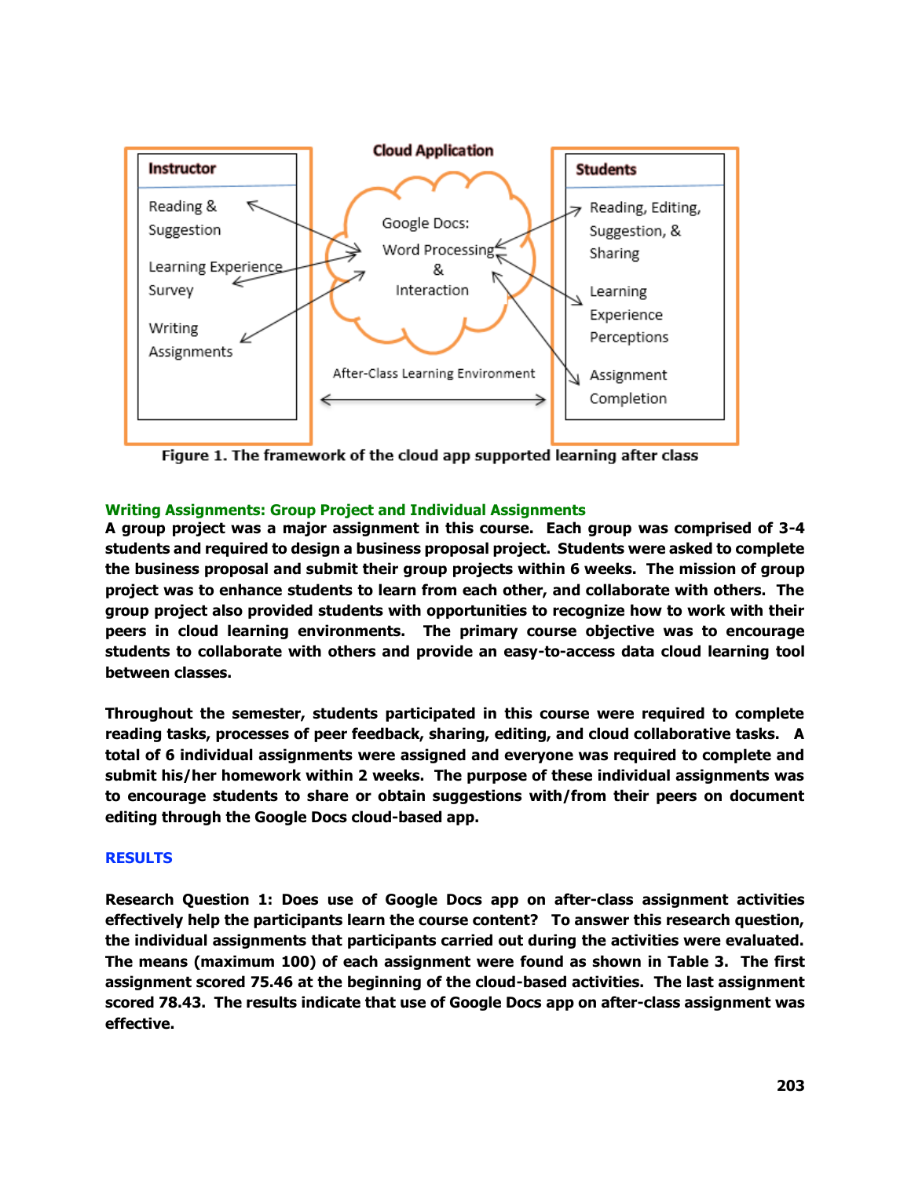Figure 1. The framework of the cloud app supported learning after class

### Writing Assignments: Group Project and Individual Assignments

**A group project was a major assignment in this course. Each group was comprised of 3-4 students and required to design a business proposal project. Students were asked to complete the business proposal and submit their group projects within 6 weeks. The mission of group project was to enhance students to learn from each other, and collaborate with others. The group project also provided students with opportunities to recognize how to work with their peers in cloud learning environments. The primary course objective was to encourage students to collaborate with others and provide an easy-to-access data cloud learning tool between classes.**

**Throughout the semester, students participated in this course were required to complete reading tasks, processes of peer feedback, sharing, editing, and cloud collaborative tasks. A total of 6 individual assignments were assigned and everyone was required to complete and submit his/her homework within 2 weeks. The purpose of these individual assignments was to encourage students to share or obtain suggestions with/from their peers on document editing through the Google Docs cloud-based app.**

## RESULTS

**Research Question 1: Does use of Google Docs app on after-class assignment activities effectively help the participants learn the course content? To answer this research question, the individual assignments that participants carried out during the activities were evaluated. The means (maximum 100) of each assignment were found as shown in Table 3. The first assignment scored 75.46 at the beginning of the cloud-based activities. The last assignment scored 78.43. The results indicate that use of Google Docs app on after-class assignment was effective.**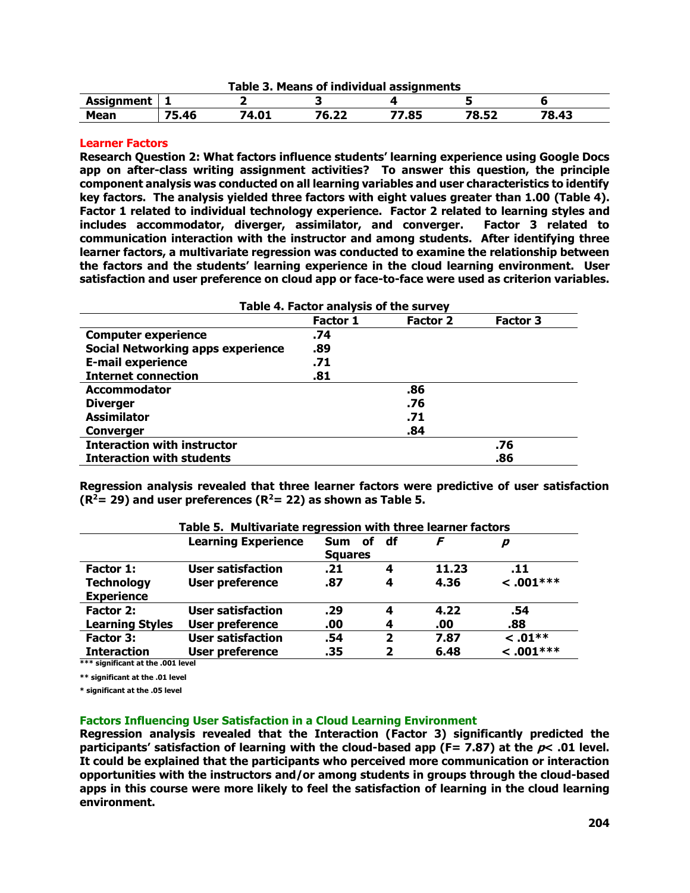**Table 3. Means of individual assignments**

| Assignment | 1 | 2 | 3 | 4 | 5 | 6 |
|---|---|---|---|---|---|---|
| Mean | 75.46 | 74.01 | 76.22 | 77.85 | 78.52 | 78.43 |

## Learner Factors

**Research Question 2: What factors influence students' learning experience using Google Docs app on after-class writing assignment activities? To answer this question, the principle component analysis was conducted on all learning variables and user characteristics to identify key factors. The analysis yielded three factors with eight values greater than 1.00 (Table 4). Factor 1 related to individual technology experience. Factor 2 related to learning styles and includes accommodator, diverger, assimilator, and converger. Factor 3 related to communication interaction with the instructor and among students. After identifying three learner factors, a multivariate regression was conducted to examine the relationship between the factors and the students' learning experience in the cloud learning environment. User satisfaction and user preference on cloud app or face-to-face were used as criterion variables.**

**Table 4. Factor analysis of the survey**

| | Factor 1 | Factor 2 | Factor 3 |
|---|---|---|---|
| Computer experience | .74 | | |
| Social Networking apps experience | .89 | | |
| E-mail experience | .71 | | |
| Internet connection | .81 | | |
| Accommodator | | .86 | |
| Diverger | | .76 | |
| Assimilator | | .71 | |
| Converger | | .84 | |
| Interaction with instructor | | | .76 |
| Interaction with students | | | .86 |

**Regression analysis revealed that three learner factors were predictive of user satisfaction ($R^2$= 29) and user preferences ($R^2$= 22) as shown as Table 5.**

**Table 5. Multivariate regression with three learner factors**

| | Learning Experience | Sum of Squares | df | *F* | *p* |
|---|---|---|---|---|---|
| Factor 1: Technology Experience | User satisfaction | .21 | 4 | 11.23 | .11 |
| | User preference | .87 | 4 | 4.36 | < .001*** |
| Factor 2: Learning Styles | User satisfaction | .29 | 4 | 4.22 | .54 |
| | User preference | .00 | 4 | .00 | .88 |
| Factor 3: Interaction | User satisfaction | .54 | 2 | 7.87 | < .01** |
| | User preference | .35 | 2 | 6.48 | < .001*** |

*** significant at the .001 level

** significant at the .01 level

* significant at the .05 level

## Factors Influencing User Satisfaction in a Cloud Learning Environment

**Regression analysis revealed that the Interaction (Factor 3) significantly predicted the participants' satisfaction of learning with the cloud-based app (F= 7.87) at the $p$< .01 level. It could be explained that the participants who perceived more communication or interaction opportunities with the instructors and/or among students in groups through the cloud-based apps in this course were more likely to feel the satisfaction of learning in the cloud learning environment.**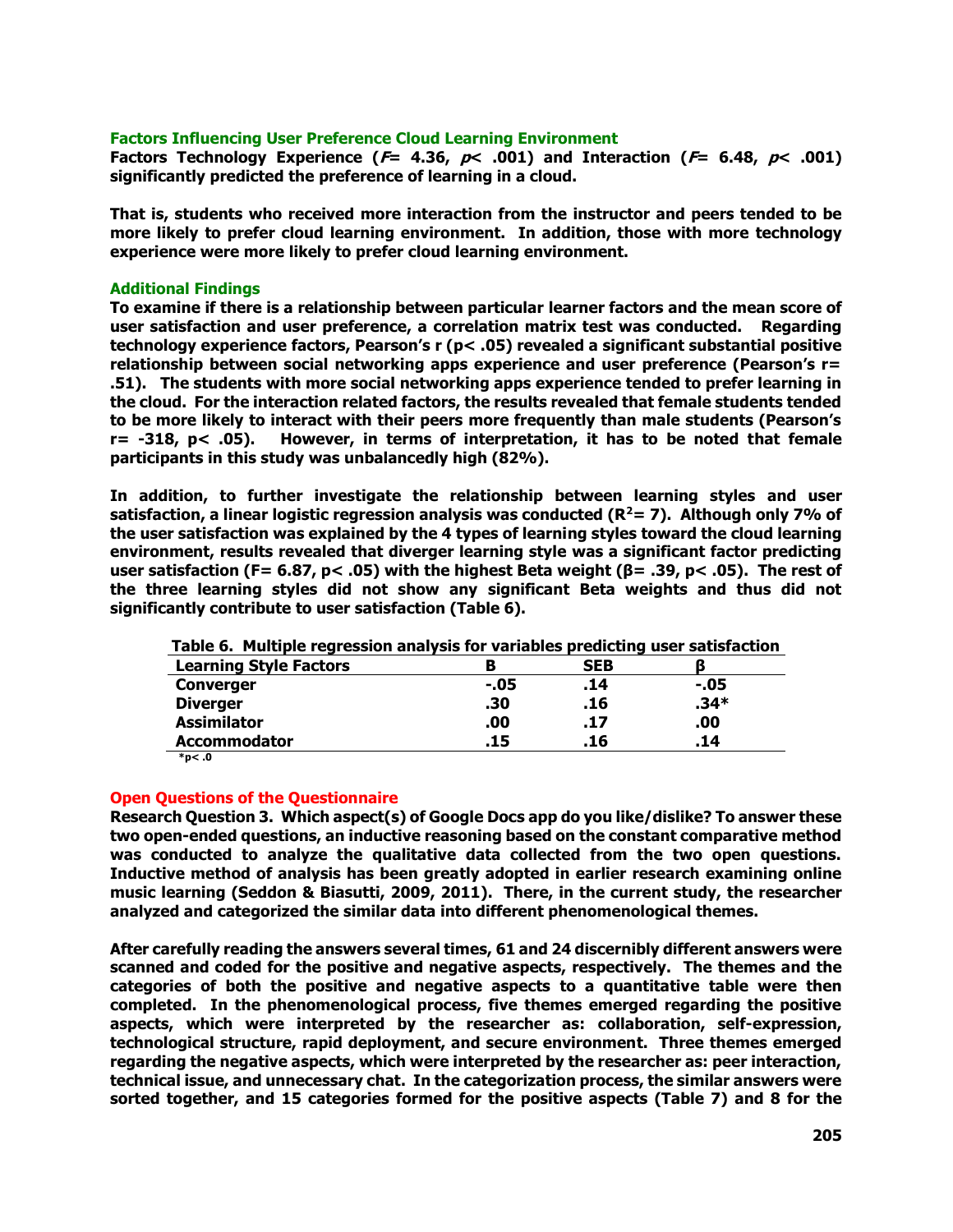### Factors Influencing User Preference Cloud Learning Environment

**Factors Technology Experience ($F$= 4.36, $p$< .001) and Interaction ($F$= 6.48, $p$< .001) significantly predicted the preference of learning in a cloud.**

**That is, students who received more interaction from the instructor and peers tended to be more likely to prefer cloud learning environment. In addition, those with more technology experience were more likely to prefer cloud learning environment.**

### Additional Findings

**To examine if there is a relationship between particular learner factors and the mean score of user satisfaction and user preference, a correlation matrix test was conducted. Regarding technology experience factors, Pearson's r (p< .05) revealed a significant substantial positive relationship between social networking apps experience and user preference (Pearson's r= .51). The students with more social networking apps experience tended to prefer learning in the cloud. For the interaction related factors, the results revealed that female students tended to be more likely to interact with their peers more frequently than male students (Pearson's r= -318, p< .05). However, in terms of interpretation, it has to be noted that female participants in this study was unbalancedly high (82%).**

**In addition, to further investigate the relationship between learning styles and user satisfaction, a linear logistic regression analysis was conducted ($R^2$= 7). Although only 7% of the user satisfaction was explained by the 4 types of learning styles toward the cloud learning environment, results revealed that diverger learning style was a significant factor predicting user satisfaction (F= 6.87, p< .05) with the highest Beta weight (β= .39, p< .05). The rest of the three learning styles did not show any significant Beta weights and thus did not significantly contribute to user satisfaction (Table 6).**

**Table 6. Multiple regression analysis for variables predicting user satisfaction**

| Learning Style Factors | B | SEB | β |
|---|---|---|---|
| Converger | -.05 | .14 | -.05 |
| Diverger | .30 | .16 | .34* |
| Assimilator | .00 | .17 | .00 |
| Accommodator | .15 | .16 | .14 |

*p< .0

### Open Questions of the Questionnaire

**Research Question 3. Which aspect(s) of Google Docs app do you like/dislike? To answer these two open-ended questions, an inductive reasoning based on the constant comparative method was conducted to analyze the qualitative data collected from the two open questions. Inductive method of analysis has been greatly adopted in earlier research examining online music learning (Seddon & Biasutti, 2009, 2011). There, in the current study, the researcher analyzed and categorized the similar data into different phenomenological themes.**

**After carefully reading the answers several times, 61 and 24 discernibly different answers were scanned and coded for the positive and negative aspects, respectively. The themes and the categories of both the positive and negative aspects to a quantitative table were then completed. In the phenomenological process, five themes emerged regarding the positive aspects, which were interpreted by the researcher as: collaboration, self-expression, technological structure, rapid deployment, and secure environment. Three themes emerged regarding the negative aspects, which were interpreted by the researcher as: peer interaction, technical issue, and unnecessary chat. In the categorization process, the similar answers were sorted together, and 15 categories formed for the positive aspects (Table 7) and 8 for the**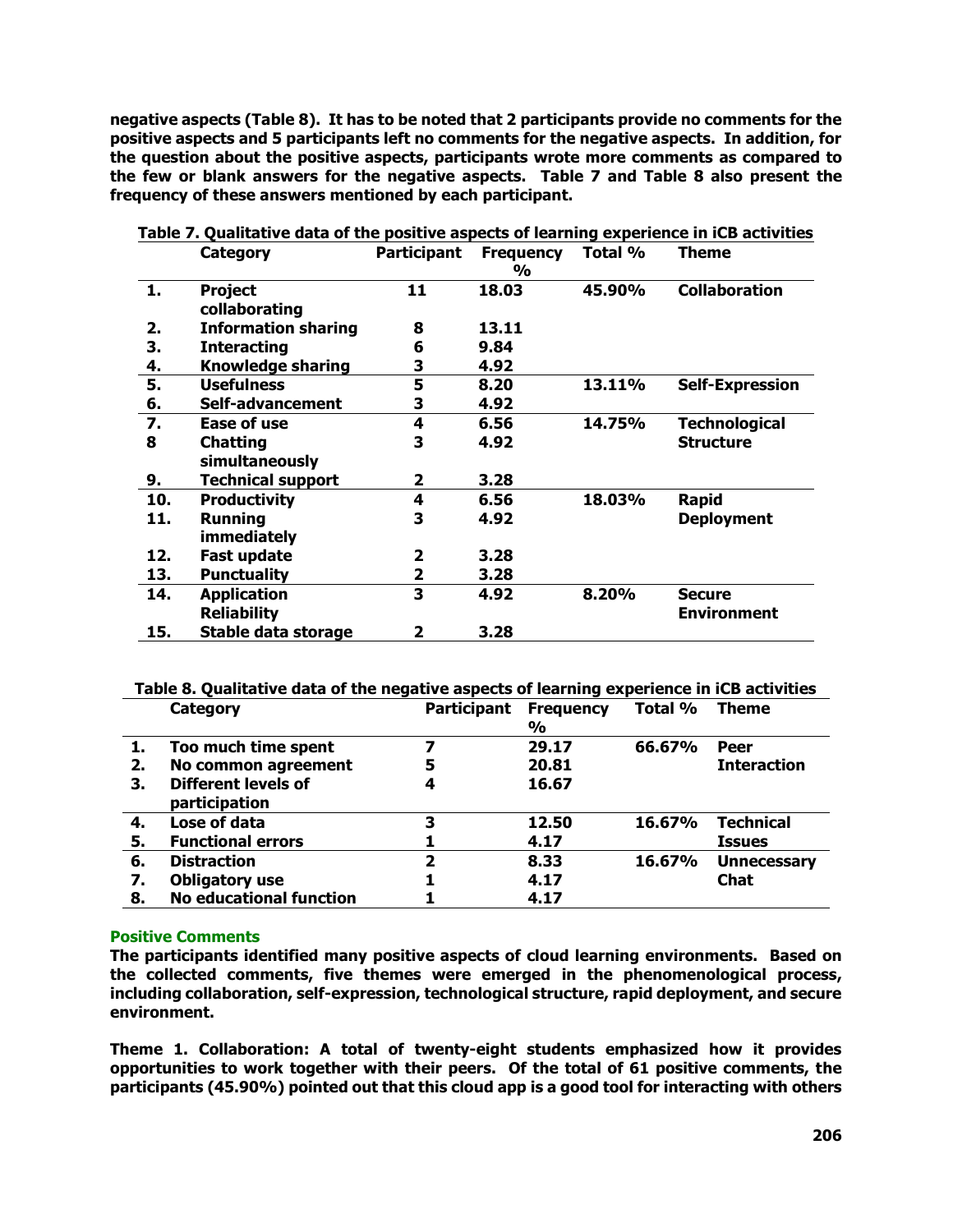**negative aspects (Table 8). It has to be noted that 2 participants provide no comments for the positive aspects and 5 participants left no comments for the negative aspects. In addition, for the question about the positive aspects, participants wrote more comments as compared to the few or blank answers for the negative aspects. Table 7 and Table 8 also present the frequency of these answers mentioned by each participant.**

**Table 7. Qualitative data of the positive aspects of learning experience in iCB activities**

| | Category | Participant | Frequency % | Total % | Theme |
|---|---|---|---|---|---|
| 1. | Project collaborating | 11 | 18.03 | 45.90% | Collaboration |
| 2. | Information sharing | 8 | 13.11 | | |
| 3. | Interacting | 6 | 9.84 | | |
| 4. | Knowledge sharing | 3 | 4.92 | | |
| 5. | Usefulness | 5 | 8.20 | 13.11% | Self-Expression |
| 6. | Self-advancement | 3 | 4.92 | | |
| 7. | Ease of use | 4 | 6.56 | 14.75% | Technological Structure |
| 8 | Chatting simultaneously | 3 | 4.92 | | |
| 9. | Technical support | 2 | 3.28 | | |
| 10. | Productivity | 4 | 6.56 | 18.03% | Rapid Deployment |
| 11. | Running immediately | 3 | 4.92 | | |
| 12. | Fast update | 2 | 3.28 | | |
| 13. | Punctuality | 2 | 3.28 | | |
| 14. | Application Reliability | 3 | 4.92 | 8.20% | Secure Environment |
| 15. | Stable data storage | 2 | 3.28 | | |

**Table 8. Qualitative data of the negative aspects of learning experience in iCB activities**

| | Category | Participant | Frequency % | Total % | Theme |
|---|---|---|---|---|---|
| 1. | Too much time spent | 7 | 29.17 | 66.67% | Peer Interaction |
| 2. | No common agreement | 5 | 20.81 | | |
| 3. | Different levels of participation | 4 | 16.67 | | |
| 4. | Lose of data | 3 | 12.50 | 16.67% | Technical Issues |
| 5. | Functional errors | 1 | 4.17 | | |
| 6. | Distraction | 2 | 8.33 | 16.67% | Unnecessary Chat |
| 7. | Obligatory use | 1 | 4.17 | | |
| 8. | No educational function | 1 | 4.17 | | |

### Positive Comments

**The participants identified many positive aspects of cloud learning environments. Based on the collected comments, five themes were emerged in the phenomenological process, including collaboration, self-expression, technological structure, rapid deployment, and secure environment.**

**Theme 1. Collaboration: A total of twenty-eight students emphasized how it provides opportunities to work together with their peers. Of the total of 61 positive comments, the participants (45.90%) pointed out that this cloud app is a good tool for interacting with others**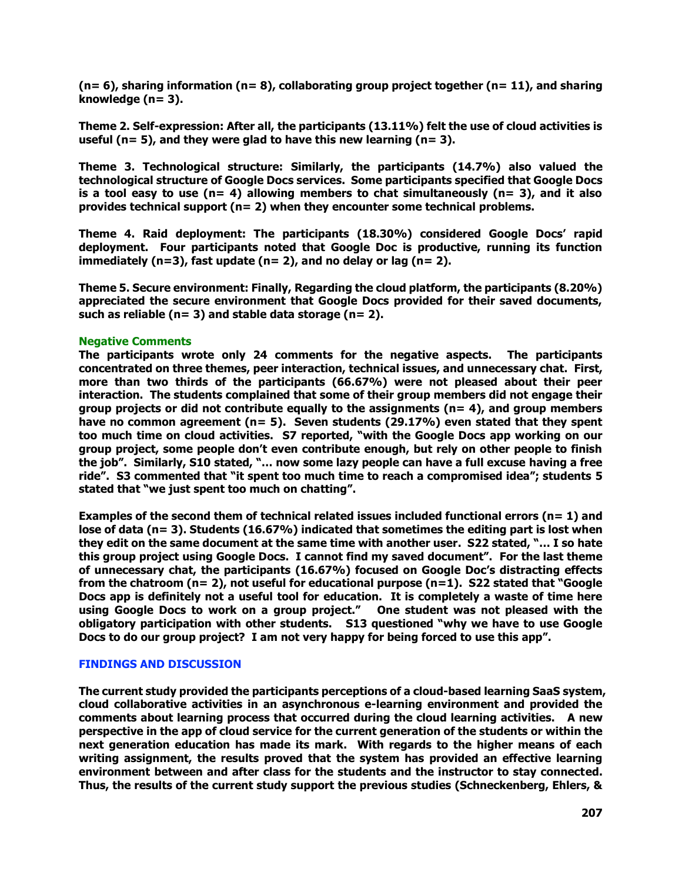**(n= 6), sharing information (n= 8), collaborating group project together (n= 11), and sharing knowledge (n= 3).**

**Theme 2. Self-expression: After all, the participants (13.11%) felt the use of cloud activities is useful (n= 5), and they were glad to have this new learning (n= 3).**

**Theme 3. Technological structure: Similarly, the participants (14.7%) also valued the technological structure of Google Docs services. Some participants specified that Google Docs is a tool easy to use (n= 4) allowing members to chat simultaneously (n= 3), and it also provides technical support (n= 2) when they encounter some technical problems.**

**Theme 4. Raid deployment: The participants (18.30%) considered Google Docs' rapid deployment. Four participants noted that Google Doc is productive, running its function immediately (n=3), fast update (n= 2), and no delay or lag (n= 2).**

**Theme 5. Secure environment: Finally, Regarding the cloud platform, the participants (8.20%) appreciated the secure environment that Google Docs provided for their saved documents, such as reliable (n= 3) and stable data storage (n= 2).**

### Negative Comments

**The participants wrote only 24 comments for the negative aspects. The participants concentrated on three themes, peer interaction, technical issues, and unnecessary chat. First, more than two thirds of the participants (66.67%) were not pleased about their peer interaction. The students complained that some of their group members did not engage their group projects or did not contribute equally to the assignments (n= 4), and group members have no common agreement (n= 5). Seven students (29.17%) even stated that they spent too much time on cloud activities. S7 reported, "with the Google Docs app working on our group project, some people don't even contribute enough, but rely on other people to finish the job". Similarly, S10 stated, "… now some lazy people can have a full excuse having a free ride". S3 commented that "it spent too much time to reach a compromised idea"; students 5 stated that "we just spent too much on chatting".**

**Examples of the second them of technical related issues included functional errors (n= 1) and lose of data (n= 3). Students (16.67%) indicated that sometimes the editing part is lost when they edit on the same document at the same time with another user. S22 stated, "… I so hate this group project using Google Docs. I cannot find my saved document". For the last theme of unnecessary chat, the participants (16.67%) focused on Google Doc's distracting effects from the chatroom (n= 2), not useful for educational purpose (n=1). S22 stated that "Google Docs app is definitely not a useful tool for education. It is completely a waste of time here using Google Docs to work on a group project." One student was not pleased with the obligatory participation with other students. S13 questioned "why we have to use Google Docs to do our group project? I am not very happy for being forced to use this app".**

## FINDINGS AND DISCUSSION

**The current study provided the participants perceptions of a cloud-based learning SaaS system, cloud collaborative activities in an asynchronous e-learning environment and provided the comments about learning process that occurred during the cloud learning activities. A new perspective in the app of cloud service for the current generation of the students or within the next generation education has made its mark. With regards to the higher means of each writing assignment, the results proved that the system has provided an effective learning environment between and after class for the students and the instructor to stay connected. Thus, the results of the current study support the previous studies (Schneckenberg, Ehlers, &**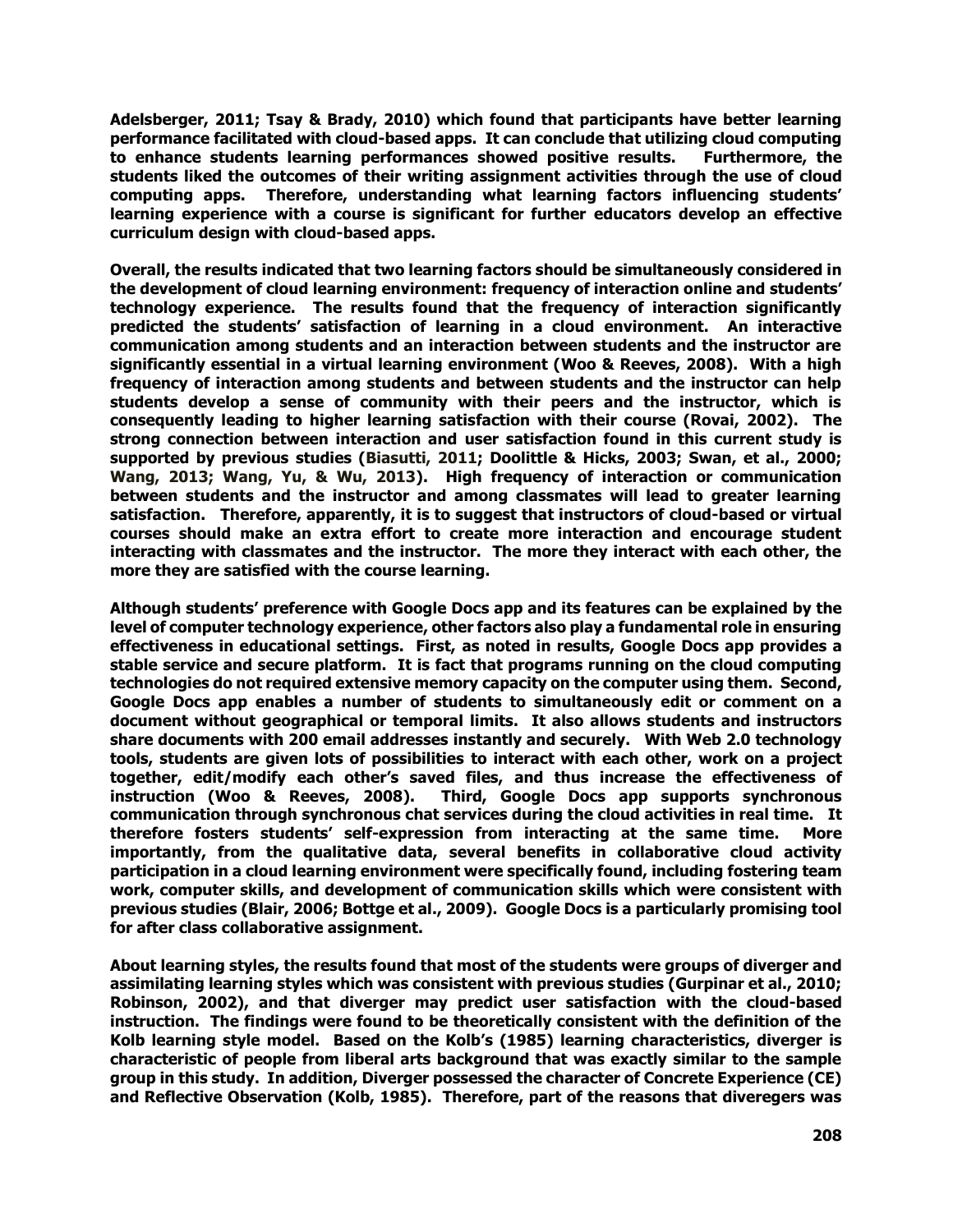**Adelsberger, 2011; Tsay & Brady, 2010) which found that participants have better learning performance facilitated with cloud-based apps. It can conclude that utilizing cloud computing to enhance students learning performances showed positive results. Furthermore, the students liked the outcomes of their writing assignment activities through the use of cloud computing apps. Therefore, understanding what learning factors influencing students' learning experience with a course is significant for further educators develop an effective curriculum design with cloud-based apps.**

**Overall, the results indicated that two learning factors should be simultaneously considered in the development of cloud learning environment: frequency of interaction online and students' technology experience. The results found that the frequency of interaction significantly predicted the students' satisfaction of learning in a cloud environment. An interactive communication among students and an interaction between students and the instructor are significantly essential in a virtual learning environment (Woo & Reeves, 2008). With a high frequency of interaction among students and between students and the instructor can help students develop a sense of community with their peers and the instructor, which is consequently leading to higher learning satisfaction with their course (Rovai, 2002). The strong connection between interaction and user satisfaction found in this current study is supported by previous studies (Biasutti, 2011; Doolittle & Hicks, 2003; Swan, et al., 2000; Wang, 2013; Wang, Yu, & Wu, 2013). High frequency of interaction or communication between students and the instructor and among classmates will lead to greater learning satisfaction. Therefore, apparently, it is to suggest that instructors of cloud-based or virtual courses should make an extra effort to create more interaction and encourage student interacting with classmates and the instructor. The more they interact with each other, the more they are satisfied with the course learning.**

**Although students' preference with Google Docs app and its features can be explained by the level of computer technology experience, other factors also play a fundamental role in ensuring effectiveness in educational settings. First, as noted in results, Google Docs app provides a stable service and secure platform. It is fact that programs running on the cloud computing technologies do not required extensive memory capacity on the computer using them. Second, Google Docs app enables a number of students to simultaneously edit or comment on a document without geographical or temporal limits. It also allows students and instructors share documents with 200 email addresses instantly and securely. With Web 2.0 technology tools, students are given lots of possibilities to interact with each other, work on a project together, edit/modify each other's saved files, and thus increase the effectiveness of instruction (Woo & Reeves, 2008). Third, Google Docs app supports synchronous communication through synchronous chat services during the cloud activities in real time. It therefore fosters students' self-expression from interacting at the same time. More importantly, from the qualitative data, several benefits in collaborative cloud activity participation in a cloud learning environment were specifically found, including fostering team work, computer skills, and development of communication skills which were consistent with previous studies (Blair, 2006; Bottge et al., 2009). Google Docs is a particularly promising tool for after class collaborative assignment.**

**About learning styles, the results found that most of the students were groups of diverger and assimilating learning styles which was consistent with previous studies (Gurpinar et al., 2010; Robinson, 2002), and that diverger may predict user satisfaction with the cloud-based instruction. The findings were found to be theoretically consistent with the definition of the Kolb learning style model. Based on the Kolb's (1985) learning characteristics, diverger is characteristic of people from liberal arts background that was exactly similar to the sample group in this study. In addition, Diverger possessed the character of Concrete Experience (CE) and Reflective Observation (Kolb, 1985). Therefore, part of the reasons that diveregers was**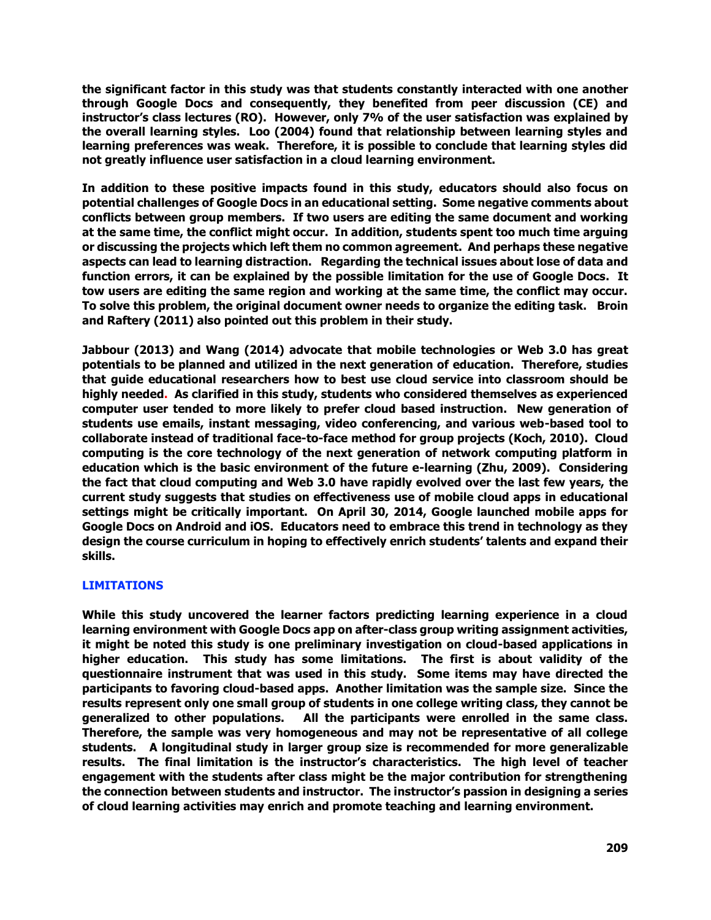**the significant factor in this study was that students constantly interacted with one another through Google Docs and consequently, they benefited from peer discussion (CE) and instructor's class lectures (RO). However, only 7% of the user satisfaction was explained by the overall learning styles. Loo (2004) found that relationship between learning styles and learning preferences was weak. Therefore, it is possible to conclude that learning styles did not greatly influence user satisfaction in a cloud learning environment.**

**In addition to these positive impacts found in this study, educators should also focus on potential challenges of Google Docs in an educational setting. Some negative comments about conflicts between group members. If two users are editing the same document and working at the same time, the conflict might occur. In addition, students spent too much time arguing or discussing the projects which left them no common agreement. And perhaps these negative aspects can lead to learning distraction. Regarding the technical issues about lose of data and function errors, it can be explained by the possible limitation for the use of Google Docs. It tow users are editing the same region and working at the same time, the conflict may occur. To solve this problem, the original document owner needs to organize the editing task. Broin and Raftery (2011) also pointed out this problem in their study.**

**Jabbour (2013) and Wang (2014) advocate that mobile technologies or Web 3.0 has great potentials to be planned and utilized in the next generation of education. Therefore, studies that guide educational researchers how to best use cloud service into classroom should be highly needed. As clarified in this study, students who considered themselves as experienced computer user tended to more likely to prefer cloud based instruction. New generation of students use emails, instant messaging, video conferencing, and various web-based tool to collaborate instead of traditional face-to-face method for group projects (Koch, 2010). Cloud computing is the core technology of the next generation of network computing platform in education which is the basic environment of the future e-learning (Zhu, 2009). Considering the fact that cloud computing and Web 3.0 have rapidly evolved over the last few years, the current study suggests that studies on effectiveness use of mobile cloud apps in educational settings might be critically important. On April 30, 2014, Google launched mobile apps for Google Docs on Android and iOS. Educators need to embrace this trend in technology as they design the course curriculum in hoping to effectively enrich students' talents and expand their skills.**

## LIMITATIONS

**While this study uncovered the learner factors predicting learning experience in a cloud learning environment with Google Docs app on after-class group writing assignment activities, it might be noted this study is one preliminary investigation on cloud-based applications in higher education. This study has some limitations. The first is about validity of the questionnaire instrument that was used in this study. Some items may have directed the participants to favoring cloud-based apps. Another limitation was the sample size. Since the results represent only one small group of students in one college writing class, they cannot be generalized to other populations. All the participants were enrolled in the same class. Therefore, the sample was very homogeneous and may not be representative of all college students. A longitudinal study in larger group size is recommended for more generalizable results. The final limitation is the instructor's characteristics. The high level of teacher engagement with the students after class might be the major contribution for strengthening the connection between students and instructor. The instructor's passion in designing a series of cloud learning activities may enrich and promote teaching and learning environment.**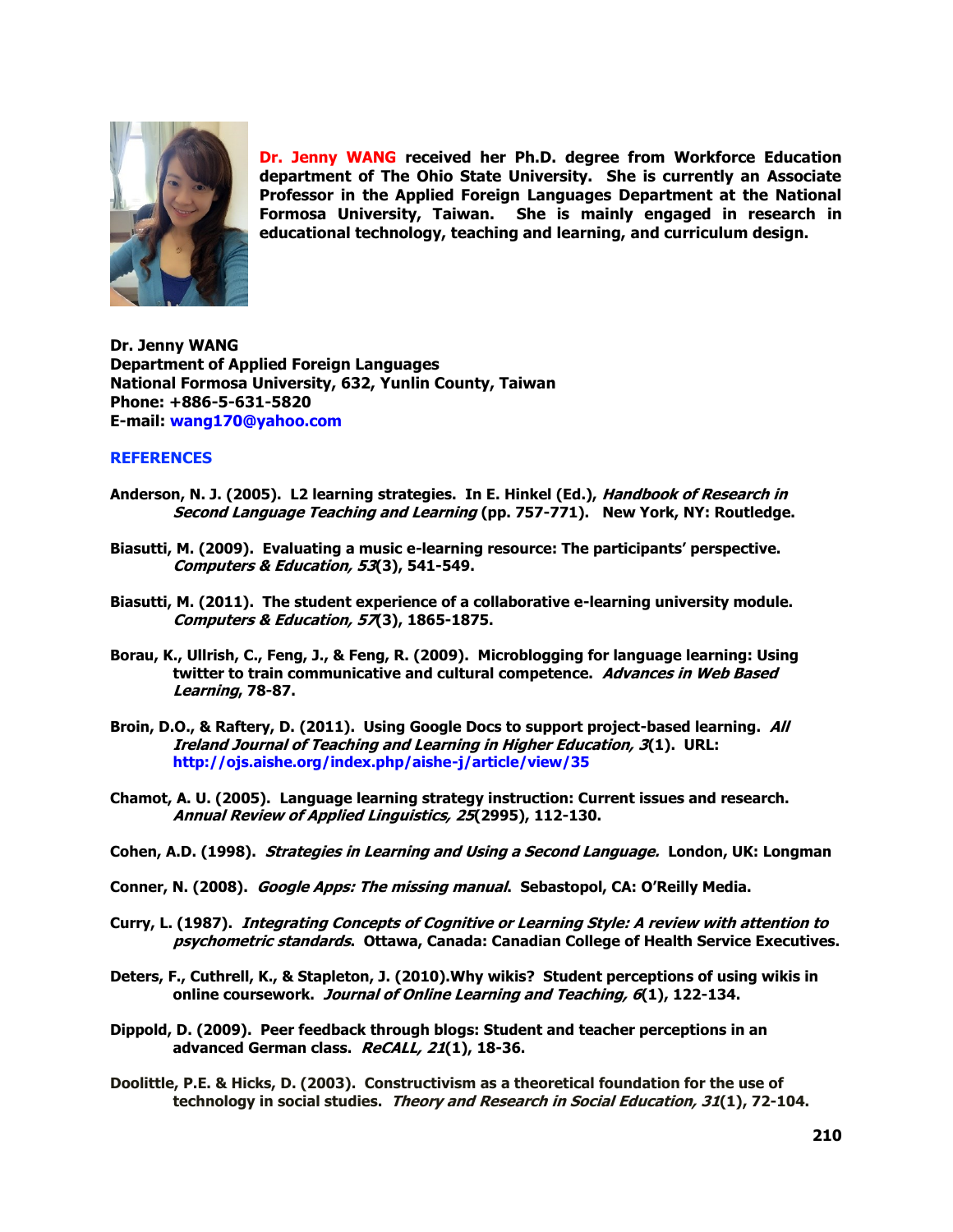**Dr. Jenny WANG** received her Ph.D. degree from Workforce Education department of The Ohio State University. She is currently an Associate Professor in the Applied Foreign Languages Department at the National Formosa University, Taiwan. She is mainly engaged in research in educational technology, teaching and learning, and curriculum design.

**Dr. Jenny WANG**
**Department of Applied Foreign Languages**
**National Formosa University, 632, Yunlin County, Taiwan**
**Phone: +886-5-631-5820**
**E-mail: wang170@yahoo.com**

## REFERENCES

Anderson, N. J. (2005). L2 learning strategies. In E. Hinkel (Ed.), *Handbook of Research in Second Language Teaching and Learning* (pp. 757-771). New York, NY: Routledge.

Biasutti, M. (2009). Evaluating a music e-learning resource: The participants' perspective. *Computers & Education, 53*(3), 541-549.

Biasutti, M. (2011). The student experience of a collaborative e-learning university module. *Computers & Education, 57*(3), 1865-1875.

Borau, K., Ullrish, C., Feng, J., & Feng, R. (2009). Microblogging for language learning: Using twitter to train communicative and cultural competence. *Advances in Web Based Learning*, 78-87.

Broin, D.O., & Raftery, D. (2011). Using Google Docs to support project-based learning. *All Ireland Journal of Teaching and Learning in Higher Education, 3*(1). URL: http://ojs.aishe.org/index.php/aishe-j/article/view/35

Chamot, A. U. (2005). Language learning strategy instruction: Current issues and research. *Annual Review of Applied Linguistics, 25*(2995), 112-130.

Cohen, A.D. (1998). *Strategies in Learning and Using a Second Language.* London, UK: Longman

Conner, N. (2008). *Google Apps: The missing manual*. Sebastopol, CA: O'Reilly Media.

Curry, L. (1987). *Integrating Concepts of Cognitive or Learning Style: A review with attention to psychometric standards*. Ottawa, Canada: Canadian College of Health Service Executives.

Deters, F., Cuthrell, K., & Stapleton, J. (2010).Why wikis? Student perceptions of using wikis in online coursework. *Journal of Online Learning and Teaching, 6*(1), 122-134.

Dippold, D. (2009). Peer feedback through blogs: Student and teacher perceptions in an advanced German class. *ReCALL, 21*(1), 18-36.

Doolittle, P.E. & Hicks, D. (2003). Constructivism as a theoretical foundation for the use of technology in social studies. *Theory and Research in Social Education, 31*(1), 72-104.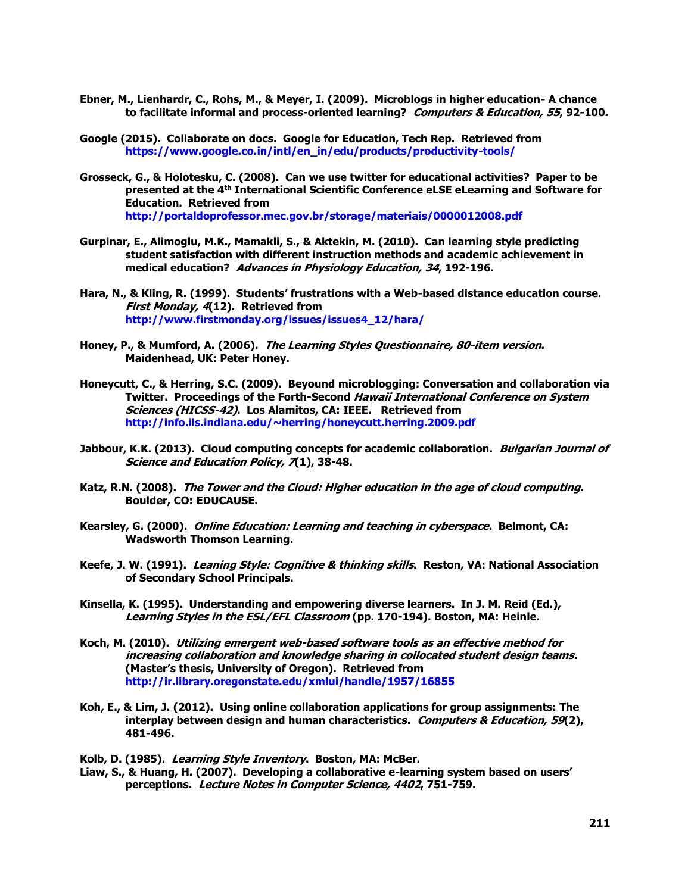**Ebner, M., Lienhardr, C., Rohs, M., & Meyer, I. (2009). Microblogs in higher education- A chance to facilitate informal and process-oriented learning? *Computers & Education, 55*, 92-100.**

**Google (2015). Collaborate on docs. Google for Education, Tech Rep. Retrieved from https://www.google.co.in/intl/en_in/edu/products/productivity-tools/**

**Grosseck, G., & Holotesku, C. (2008). Can we use twitter for educational activities? Paper to be presented at the 4th International Scientific Conference eLSE eLearning and Software for Education. Retrieved from http://portaldoprofessor.mec.gov.br/storage/materiais/0000012008.pdf**

**Gurpinar, E., Alimoglu, M.K., Mamakli, S., & Aktekin, M. (2010). Can learning style predicting student satisfaction with different instruction methods and academic achievement in medical education? *Advances in Physiology Education, 34*, 192-196.**

**Hara, N., & Kling, R. (1999). Students' frustrations with a Web-based distance education course. *First Monday, 4*(12). Retrieved from http://www.firstmonday.org/issues/issues4_12/hara/**

**Honey, P., & Mumford, A. (2006). *The Learning Styles Questionnaire, 80-item version*. Maidenhead, UK: Peter Honey.**

**Honeycutt, C., & Herring, S.C. (2009). Beyound microblogging: Conversation and collaboration via Twitter. Proceedings of the Forth-Second *Hawaii International Conference on System Sciences (HICSS-42)*. Los Alamitos, CA: IEEE. Retrieved from http://info.ils.indiana.edu/~herring/honeycutt.herring.2009.pdf**

**Jabbour, K.K. (2013). Cloud computing concepts for academic collaboration. *Bulgarian Journal of Science and Education Policy, 7*(1), 38-48.**

**Katz, R.N. (2008). *The Tower and the Cloud: Higher education in the age of cloud computing*. Boulder, CO: EDUCAUSE.**

**Kearsley, G. (2000). *Online Education: Learning and teaching in cyberspace*. Belmont, CA: Wadsworth Thomson Learning.**

**Keefe, J. W. (1991). *Leaning Style: Cognitive & thinking skills*. Reston, VA: National Association of Secondary School Principals.**

**Kinsella, K. (1995). Understanding and empowering diverse learners. In J. M. Reid (Ed.), *Learning Styles in the ESL/EFL Classroom* (pp. 170-194). Boston, MA: Heinle.**

**Koch, M. (2010). *Utilizing emergent web-based software tools as an effective method for increasing collaboration and knowledge sharing in collocated student design teams*. (Master's thesis, University of Oregon). Retrieved from http://ir.library.oregonstate.edu/xmlui/handle/1957/16855**

**Koh, E., & Lim, J. (2012). Using online collaboration applications for group assignments: The interplay between design and human characteristics. *Computers & Education, 59*(2), 481-496.**

**Kolb, D. (1985). *Learning Style Inventory*. Boston, MA: McBer.**

**Liaw, S., & Huang, H. (2007). Developing a collaborative e-learning system based on users' perceptions. *Lecture Notes in Computer Science, 4402*, 751-759.**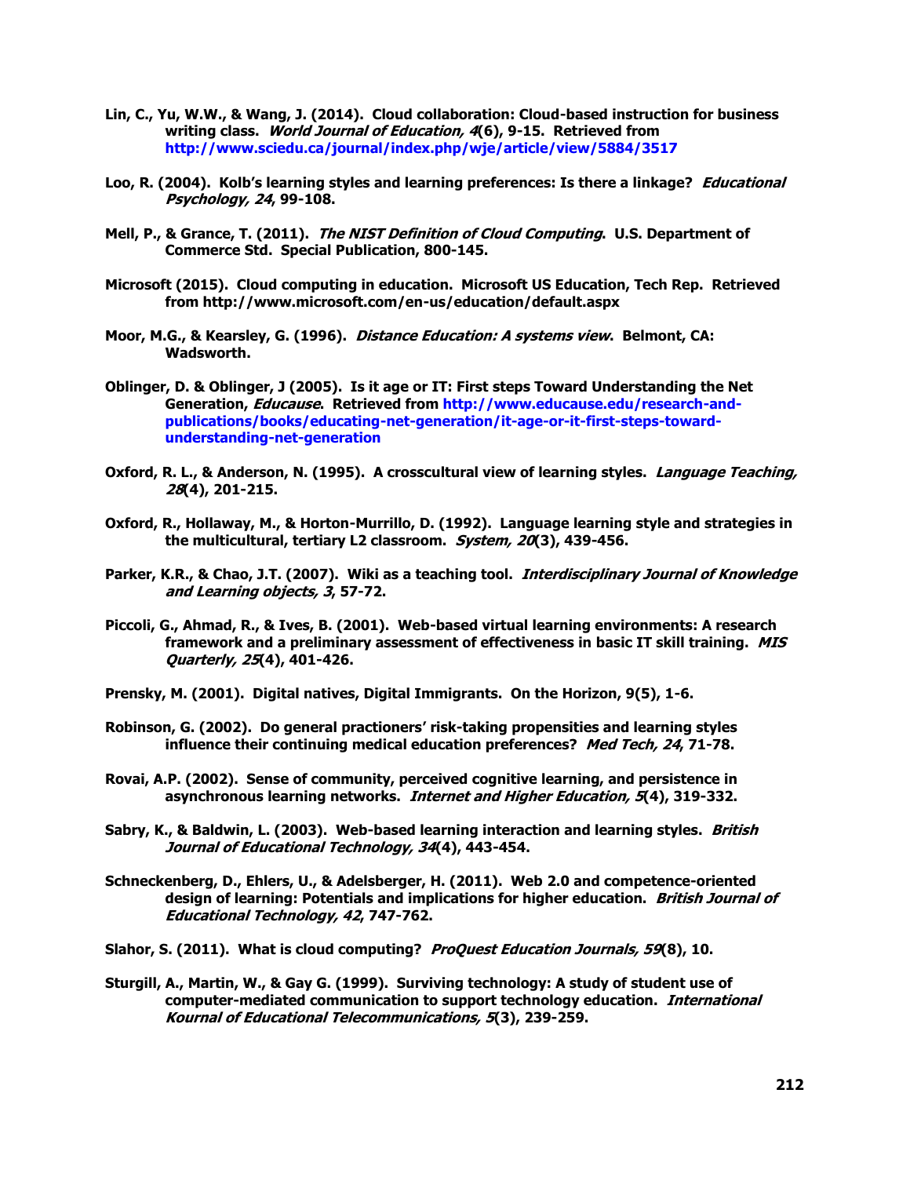Lin, C., Yu, W.W., & Wang, J. (2014). Cloud collaboration: Cloud-based instruction for business writing class. *World Journal of Education, 4*(6), 9-15. Retrieved from http://www.sciedu.ca/journal/index.php/wje/article/view/5884/3517

Loo, R. (2004). Kolb's learning styles and learning preferences: Is there a linkage? *Educational Psychology, 24*, 99-108.

Mell, P., & Grance, T. (2011). *The NIST Definition of Cloud Computing*. U.S. Department of Commerce Std. Special Publication, 800-145.

Microsoft (2015). Cloud computing in education. Microsoft US Education, Tech Rep. Retrieved from http://www.microsoft.com/en-us/education/default.aspx

Moor, M.G., & Kearsley, G. (1996). *Distance Education: A systems view*. Belmont, CA: Wadsworth.

Oblinger, D. & Oblinger, J (2005). Is it age or IT: First steps Toward Understanding the Net Generation, *Educause*. Retrieved from http://www.educause.edu/research-and-publications/books/educating-net-generation/it-age-or-it-first-steps-toward-understanding-net-generation

Oxford, R. L., & Anderson, N. (1995). A crosscultural view of learning styles. *Language Teaching, 28*(4), 201-215.

Oxford, R., Hollaway, M., & Horton-Murrillo, D. (1992). Language learning style and strategies in the multicultural, tertiary L2 classroom. *System, 20*(3), 439-456.

Parker, K.R., & Chao, J.T. (2007). Wiki as a teaching tool. *Interdisciplinary Journal of Knowledge and Learning objects, 3*, 57-72.

Piccoli, G., Ahmad, R., & Ives, B. (2001). Web-based virtual learning environments: A research framework and a preliminary assessment of effectiveness in basic IT skill training. *MIS Quarterly, 25*(4), 401-426.

Prensky, M. (2001). Digital natives, Digital Immigrants. On the Horizon, 9(5), 1-6.

Robinson, G. (2002). Do general practioners' risk-taking propensities and learning styles influence their continuing medical education preferences? *Med Tech, 24*, 71-78.

Rovai, A.P. (2002). Sense of community, perceived cognitive learning, and persistence in asynchronous learning networks. *Internet and Higher Education, 5*(4), 319-332.

Sabry, K., & Baldwin, L. (2003). Web-based learning interaction and learning styles. *British Journal of Educational Technology, 34*(4), 443-454.

Schneckenberg, D., Ehlers, U., & Adelsberger, H. (2011). Web 2.0 and competence-oriented design of learning: Potentials and implications for higher education. *British Journal of Educational Technology, 42*, 747-762.

Slahor, S. (2011). What is cloud computing? *ProQuest Education Journals, 59*(8), 10.

Sturgill, A., Martin, W., & Gay G. (1999). Surviving technology: A study of student use of computer-mediated communication to support technology education. *International Kournal of Educational Telecommunications, 5*(3), 239-259.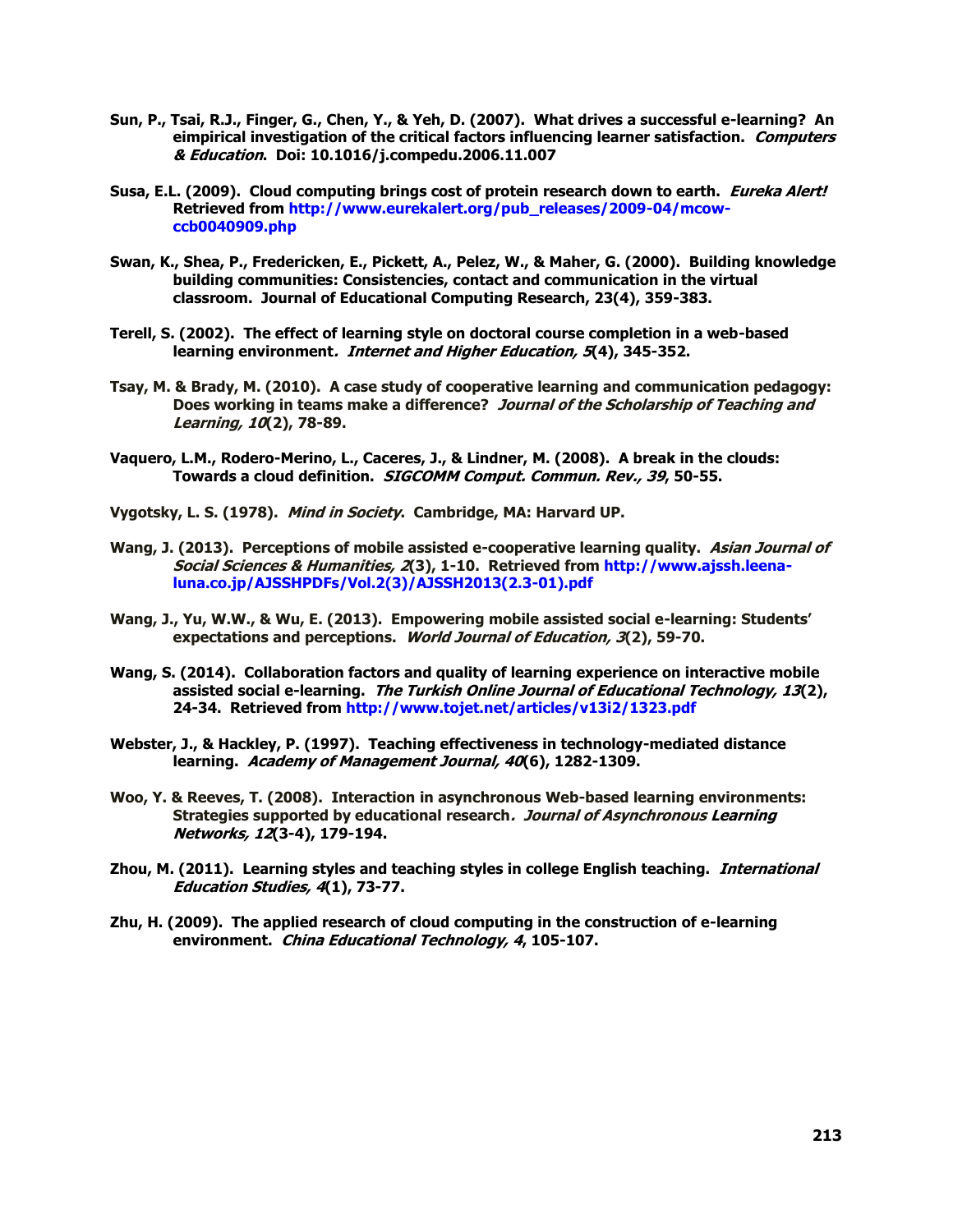Sun, P., Tsai, R.J., Finger, G., Chen, Y., & Yeh, D. (2007). What drives a successful e-learning? An eimpirical investigation of the critical factors influencing learner satisfaction. *Computers & Education*. Doi: 10.1016/j.compedu.2006.11.007

Susa, E.L. (2009). Cloud computing brings cost of protein research down to earth. *Eureka Alert!* Retrieved from http://www.eurekalert.org/pub_releases/2009-04/mcow-ccb0040909.php

Swan, K., Shea, P., Fredericken, E., Pickett, A., Pelez, W., & Maher, G. (2000). Building knowledge building communities: Consistencies, contact and communication in the virtual classroom. Journal of Educational Computing Research, 23(4), 359-383.

Terell, S. (2002). The effect of learning style on doctoral course completion in a web-based learning environment. *Internet and Higher Education, 5*(4), 345-352.

Tsay, M. & Brady, M. (2010). A case study of cooperative learning and communication pedagogy: Does working in teams make a difference? *Journal of the Scholarship of Teaching and Learning, 10*(2), 78-89.

Vaquero, L.M., Rodero-Merino, L., Caceres, J., & Lindner, M. (2008). A break in the clouds: Towards a cloud definition. *SIGCOMM Comput. Commun. Rev., 39*, 50-55.

Vygotsky, L. S. (1978). *Mind in Society*. Cambridge, MA: Harvard UP.

Wang, J. (2013). Perceptions of mobile assisted e-cooperative learning quality. *Asian Journal of Social Sciences & Humanities, 2*(3), 1-10. Retrieved from http://www.ajssh.leena-luna.co.jp/AJSSHPDFs/Vol.2(3)/AJSSH2013(2.3-01).pdf

Wang, J., Yu, W.W., & Wu, E. (2013). Empowering mobile assisted social e-learning: Students' expectations and perceptions. *World Journal of Education, 3*(2), 59-70.

Wang, S. (2014). Collaboration factors and quality of learning experience on interactive mobile assisted social e-learning. *The Turkish Online Journal of Educational Technology, 13*(2), 24-34. Retrieved from http://www.tojet.net/articles/v13i2/1323.pdf

Webster, J., & Hackley, P. (1997). Teaching effectiveness in technology-mediated distance learning. *Academy of Management Journal, 40*(6), 1282-1309.

Woo, Y. & Reeves, T. (2008). Interaction in asynchronous Web-based learning environments: Strategies supported by educational research. *Journal of Asynchronous Learning Networks, 12*(3-4), 179-194.

Zhou, M. (2011). Learning styles and teaching styles in college English teaching. *International Education Studies, 4*(1), 73-77.

Zhu, H. (2009). The applied research of cloud computing in the construction of e-learning environment. *China Educational Technology, 4*, 105-107.